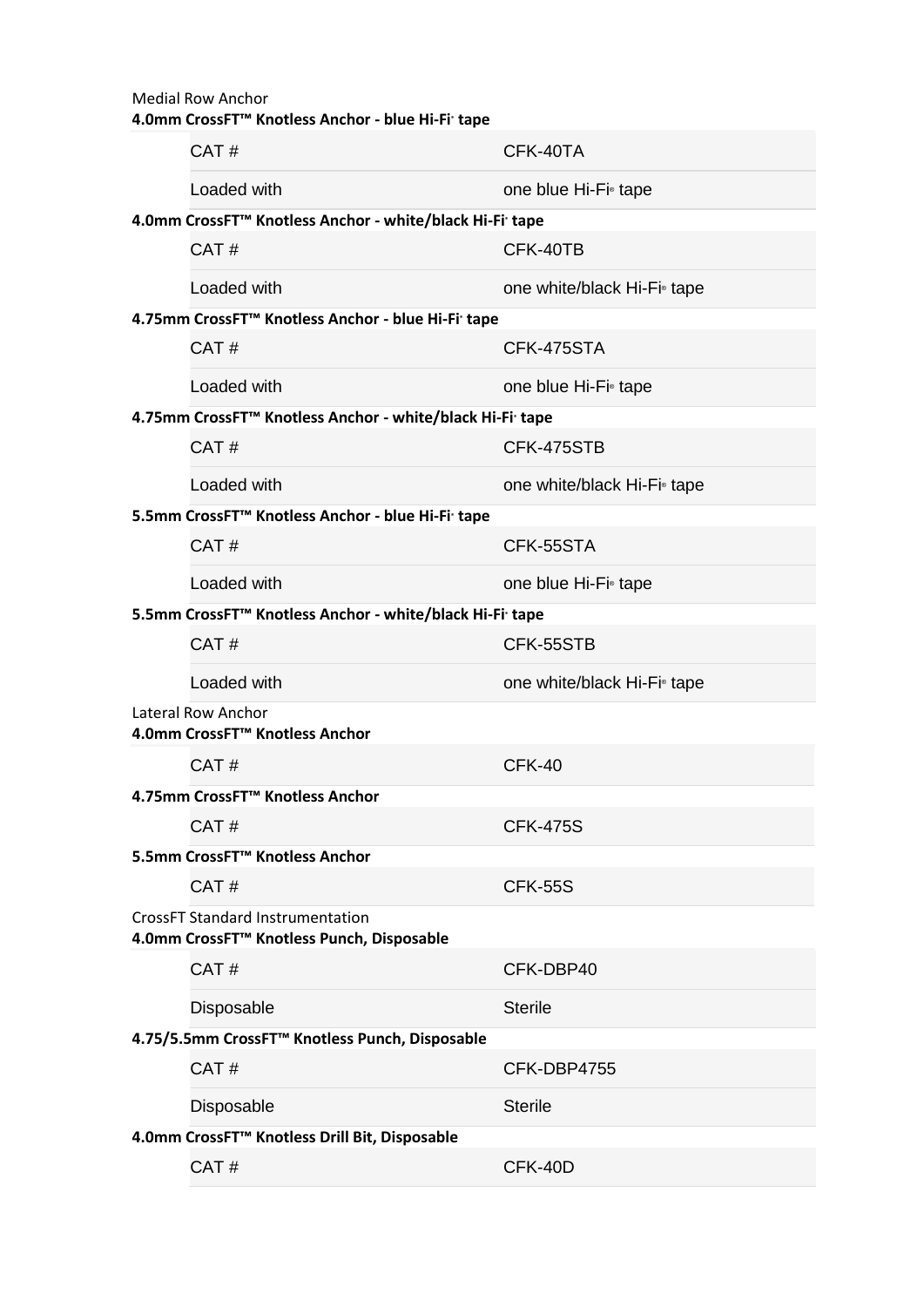Medial Row Anchor

**4.0mm CrossFT™ Knotless Anchor - blue Hi-Fi® tape**

| | |
|---|---|
| CAT # | CFK-40TA |
| Loaded with | one blue Hi-Fi® tape |

**4.0mm CrossFT™ Knotless Anchor - white/black Hi-Fi® tape**

| | |
|---|---|
| CAT # | CFK-40TB |
| Loaded with | one white/black Hi-Fi® tape |

**4.75mm CrossFT™ Knotless Anchor - blue Hi-Fi® tape**

| | |
|---|---|
| CAT # | CFK-475STA |
| Loaded with | one blue Hi-Fi® tape |

**4.75mm CrossFT™ Knotless Anchor - white/black Hi-Fi® tape**

| | |
|---|---|
| CAT # | CFK-475STB |
| Loaded with | one white/black Hi-Fi® tape |

**5.5mm CrossFT™ Knotless Anchor - blue Hi-Fi® tape**

| | |
|---|---|
| CAT # | CFK-55STA |
| Loaded with | one blue Hi-Fi® tape |

**5.5mm CrossFT™ Knotless Anchor - white/black Hi-Fi® tape**

| | |
|---|---|
| CAT # | CFK-55STB |
| Loaded with | one white/black Hi-Fi® tape |

Lateral Row Anchor

**4.0mm CrossFT™ Knotless Anchor**

| | |
|---|---|
| CAT # | CFK-40 |

**4.75mm CrossFT™ Knotless Anchor**

| | |
|---|---|
| CAT # | CFK-475S |

**5.5mm CrossFT™ Knotless Anchor**

| | |
|---|---|
| CAT # | CFK-55S |

CrossFT Standard Instrumentation

**4.0mm CrossFT™ Knotless Punch, Disposable**

| | |
|---|---|
| CAT # | CFK-DBP40 |
| Disposable | Sterile |

**4.75/5.5mm CrossFT™ Knotless Punch, Disposable**

| | |
|---|---|
| CAT # | CFK-DBP4755 |
| Disposable | Sterile |

**4.0mm CrossFT™ Knotless Drill Bit, Disposable**

| | |
|---|---|
| CAT # | CFK-40D |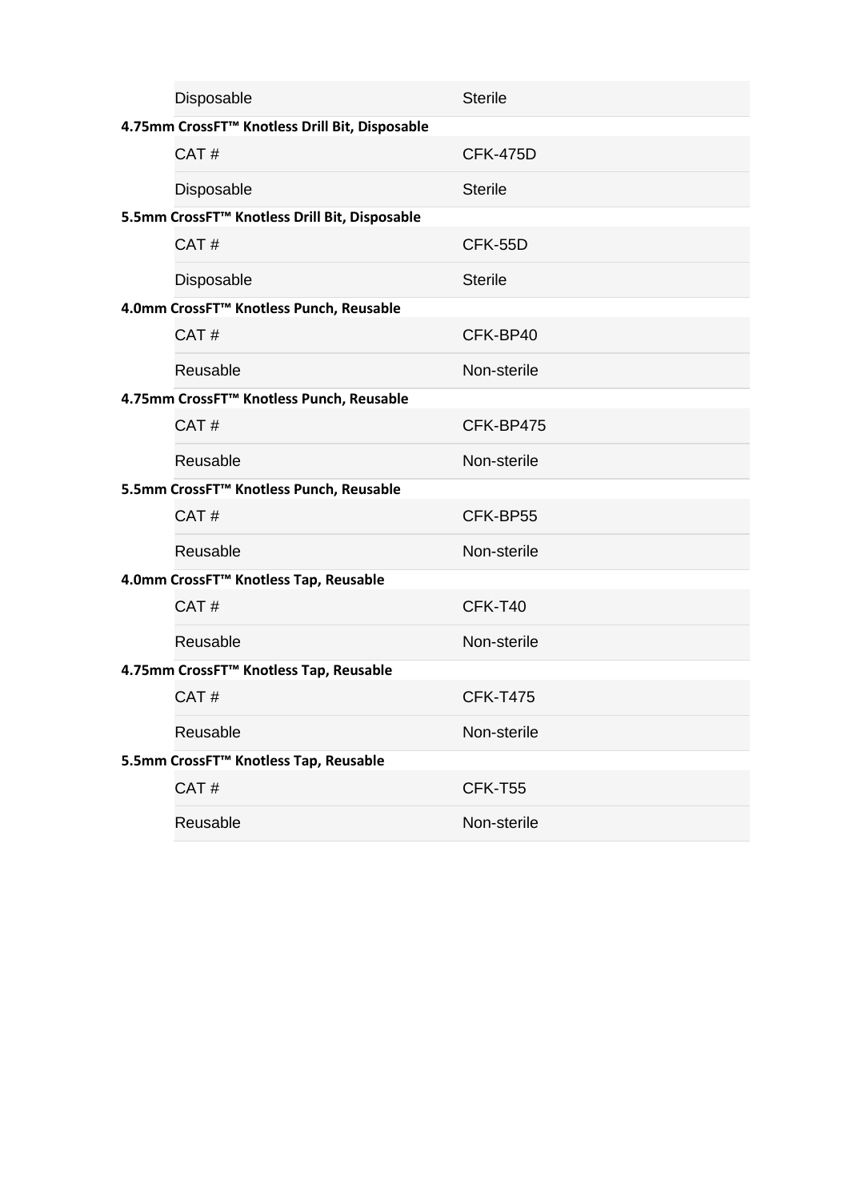| | |
|---|---|
| Disposable | Sterile |

**4.75mm CrossFT™ Knotless Drill Bit, Disposable**

| | |
|---|---|
| CAT # | CFK-475D |
| Disposable | Sterile |

**5.5mm CrossFT™ Knotless Drill Bit, Disposable**

| | |
|---|---|
| CAT # | CFK-55D |
| Disposable | Sterile |

**4.0mm CrossFT™ Knotless Punch, Reusable**

| | |
|---|---|
| CAT # | CFK-BP40 |
| Reusable | Non-sterile |

**4.75mm CrossFT™ Knotless Punch, Reusable**

| | |
|---|---|
| CAT # | CFK-BP475 |
| Reusable | Non-sterile |

**5.5mm CrossFT™ Knotless Punch, Reusable**

| | |
|---|---|
| CAT # | CFK-BP55 |
| Reusable | Non-sterile |

**4.0mm CrossFT™ Knotless Tap, Reusable**

| | |
|---|---|
| CAT # | CFK-T40 |
| Reusable | Non-sterile |

**4.75mm CrossFT™ Knotless Tap, Reusable**

| | |
|---|---|
| CAT # | CFK-T475 |
| Reusable | Non-sterile |

**5.5mm CrossFT™ Knotless Tap, Reusable**

| | |
|---|---|
| CAT # | CFK-T55 |
| Reusable | Non-sterile |